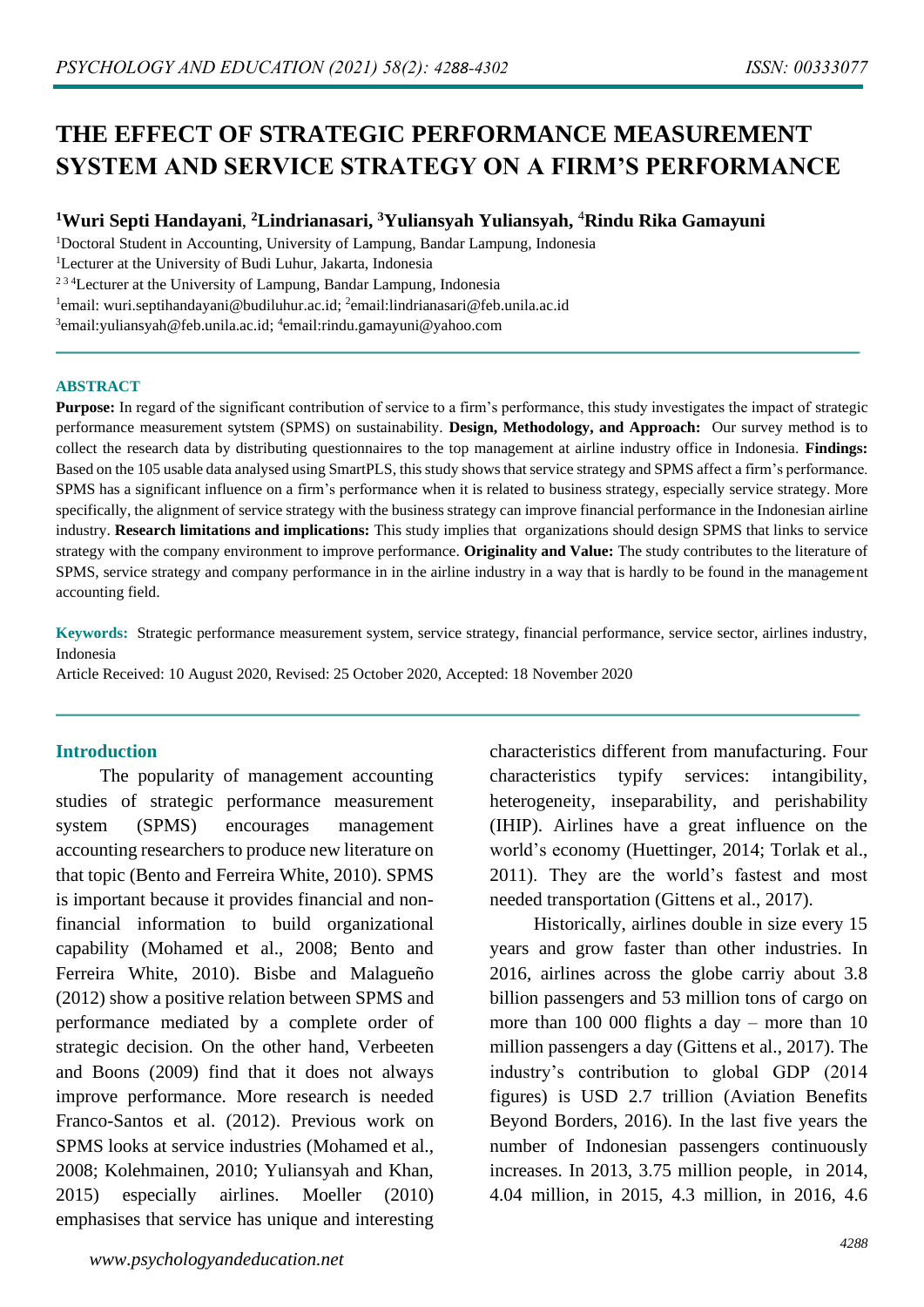# THE EFFECT OF STRATEGIC PERFORMANCE MEASUREMENT SYSTEM AND SERVICE STRATEGY ON A FIRM'S PERFORMANCE

**[1]Wuri Septi Handayani, [2]Lindrianasari, [3]Yuliansyah Yuliansyah, [4]Rindu Rika Gamayuni**

[1]Doctoral Student in Accounting, University of Lampung, Bandar Lampung, Indonesia
[1]Lecturer at the University of Budi Luhur, Jakarta, Indonesia
[2 3 4]Lecturer at the University of Lampung, Bandar Lampung, Indonesia
[1]email: wuri.septihandayani@budiluhur.ac.id; [2]email:lindrianasari@feb.unila.ac.id
[3]email:yuliansyah@feb.unila.ac.id; [4]email:rindu.gamayuni@yahoo.com

## ABSTRACT

**Purpose:** In regard of the significant contribution of service to a firm's performance, this study investigates the impact of strategic performance measurement sytstem (SPMS) on sustainability. **Design, Methodology, and Approach:** Our survey method is to collect the research data by distributing questionnaires to the top management at airline industry office in Indonesia. **Findings:** Based on the 105 usable data analysed using SmartPLS, this study shows that service strategy and SPMS affect a firm's performance. SPMS has a significant influence on a firm's performance when it is related to business strategy, especially service strategy. More specifically, the alignment of service strategy with the business strategy can improve financial performance in the Indonesian airline industry. **Research limitations and implications:** This study implies that organizations should design SPMS that links to service strategy with the company environment to improve performance. **Originality and Value:** The study contributes to the literature of SPMS, service strategy and company performance in in the airline industry in a way that is hardly to be found in the management accounting field.

**Keywords:** Strategic performance measurement system, service strategy, financial performance, service sector, airlines industry, Indonesia

Article Received: 10 August 2020, Revised: 25 October 2020, Accepted: 18 November 2020

## Introduction

The popularity of management accounting studies of strategic performance measurement system (SPMS) encourages management accounting researchers to produce new literature on that topic (Bento and Ferreira White, 2010). SPMS is important because it provides financial and non-financial information to build organizational capability (Mohamed et al., 2008; Bento and Ferreira White, 2010). Bisbe and Malagueño (2012) show a positive relation between SPMS and performance mediated by a complete order of strategic decision. On the other hand, Verbeeten and Boons (2009) find that it does not always improve performance. More research is needed Franco-Santos et al. (2012). Previous work on SPMS looks at service industries (Mohamed et al., 2008; Kolehmainen, 2010; Yuliansyah and Khan, 2015) especially airlines. Moeller (2010) emphasises that service has unique and interesting characteristics different from manufacturing. Four characteristics typify services: intangibility, heterogeneity, inseparability, and perishability (IHIP). Airlines have a great influence on the world's economy (Huettinger, 2014; Torlak et al., 2011). They are the world's fastest and most needed transportation (Gittens et al., 2017).

Historically, airlines double in size every 15 years and grow faster than other industries. In 2016, airlines across the globe carriy about 3.8 billion passengers and 53 million tons of cargo on more than 100 000 flights a day – more than 10 million passengers a day (Gittens et al., 2017). The industry's contribution to global GDP (2014 figures) is USD 2.7 trillion (Aviation Benefits Beyond Borders, 2016). In the last five years the number of Indonesian passengers continuously increases. In 2013, 3.75 million people, in 2014, 4.04 million, in 2015, 4.3 million, in 2016, 4.6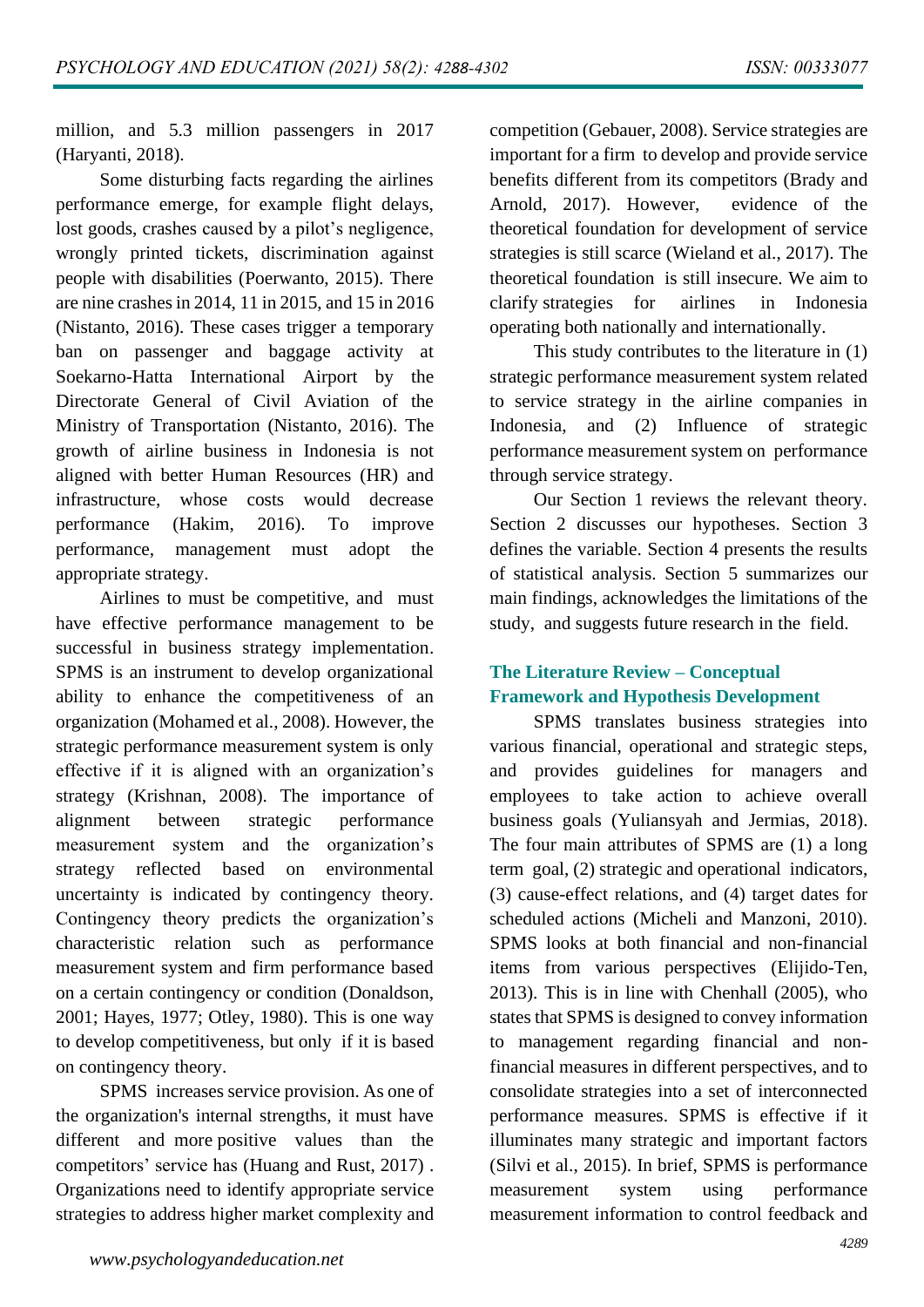million, and 5.3 million passengers in 2017 (Haryanti, 2018).

Some disturbing facts regarding the airlines performance emerge, for example flight delays, lost goods, crashes caused by a pilot's negligence, wrongly printed tickets, discrimination against people with disabilities (Poerwanto, 2015). There are nine crashes in 2014, 11 in 2015, and 15 in 2016 (Nistanto, 2016). These cases trigger a temporary ban on passenger and baggage activity at Soekarno-Hatta International Airport by the Directorate General of Civil Aviation of the Ministry of Transportation (Nistanto, 2016). The growth of airline business in Indonesia is not aligned with better Human Resources (HR) and infrastructure, whose costs would decrease performance (Hakim, 2016). To improve performance, management must adopt the appropriate strategy.

Airlines to must be competitive, and must have effective performance management to be successful in business strategy implementation. SPMS is an instrument to develop organizational ability to enhance the competitiveness of an organization (Mohamed et al., 2008). However, the strategic performance measurement system is only effective if it is aligned with an organization's strategy (Krishnan, 2008). The importance of alignment between strategic performance measurement system and the organization's strategy reflected based on environmental uncertainty is indicated by contingency theory. Contingency theory predicts the organization's characteristic relation such as performance measurement system and firm performance based on a certain contingency or condition (Donaldson, 2001; Hayes, 1977; Otley, 1980). This is one way to develop competitiveness, but only if it is based on contingency theory.

SPMS increases service provision. As one of the organization's internal strengths, it must have different and more positive values than the competitors' service has (Huang and Rust, 2017) . Organizations need to identify appropriate service strategies to address higher market complexity and competition (Gebauer, 2008). Service strategies are important for a firm to develop and provide service benefits different from its competitors (Brady and Arnold, 2017). However, evidence of the theoretical foundation for development of service strategies is still scarce (Wieland et al., 2017). The theoretical foundation is still insecure. We aim to clarify strategies for airlines in Indonesia operating both nationally and internationally.

This study contributes to the literature in (1) strategic performance measurement system related to service strategy in the airline companies in Indonesia, and (2) Influence of strategic performance measurement system on performance through service strategy.

Our Section 1 reviews the relevant theory. Section 2 discusses our hypotheses. Section 3 defines the variable. Section 4 presents the results of statistical analysis. Section 5 summarizes our main findings, acknowledges the limitations of the study, and suggests future research in the field.

## The Literature Review – Conceptual Framework and Hypothesis Development

SPMS translates business strategies into various financial, operational and strategic steps, and provides guidelines for managers and employees to take action to achieve overall business goals (Yuliansyah and Jermias, 2018). The four main attributes of SPMS are (1) a long term goal, (2) strategic and operational indicators, (3) cause-effect relations, and (4) target dates for scheduled actions (Micheli and Manzoni, 2010). SPMS looks at both financial and non-financial items from various perspectives (Elijido-Ten, 2013). This is in line with Chenhall (2005), who states that SPMS is designed to convey information to management regarding financial and non-financial measures in different perspectives, and to consolidate strategies into a set of interconnected performance measures. SPMS is effective if it illuminates many strategic and important factors (Silvi et al., 2015). In brief, SPMS is performance measurement system using performance measurement information to control feedback and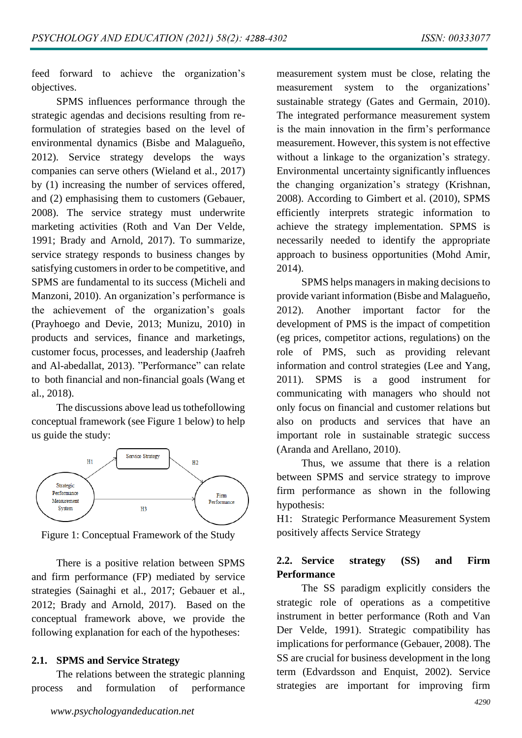feed forward to achieve the organization's objectives.

SPMS influences performance through the strategic agendas and decisions resulting from re-formulation of strategies based on the level of environmental dynamics (Bisbe and Malagueño, 2012). Service strategy develops the ways companies can serve others (Wieland et al., 2017) by (1) increasing the number of services offered, and (2) emphasising them to customers (Gebauer, 2008). The service strategy must underwrite marketing activities (Roth and Van Der Velde, 1991; Brady and Arnold, 2017). To summarize, service strategy responds to business changes by satisfying customers in order to be competitive, and SPMS are fundamental to its success (Micheli and Manzoni, 2010). An organization's performance is the achievement of the organization's goals (Prayhoego and Devie, 2013; Munizu, 2010) in products and services, finance and marketings, customer focus, processes, and leadership (Jaafreh and Al-abedallat, 2013). "Performance" can relate to both financial and non-financial goals (Wang et al., 2018).

The discussions above lead us tothefollowing conceptual framework (see Figure 1 below) to help us guide the study:

Figure 1: Conceptual Framework of the Study

There is a positive relation between SPMS and firm performance (FP) mediated by service strategies (Sainaghi et al., 2017; Gebauer et al., 2012; Brady and Arnold, 2017). Based on the conceptual framework above, we provide the following explanation for each of the hypotheses:

### 2.1. SPMS and Service Strategy

The relations between the strategic planning process and formulation of performance measurement system must be close, relating the measurement system to the organizations' sustainable strategy (Gates and Germain, 2010). The integrated performance measurement system is the main innovation in the firm's performance measurement. However, this system is not effective without a linkage to the organization's strategy. Environmental uncertainty significantly influences the changing organization's strategy (Krishnan, 2008). According to Gimbert et al. (2010), SPMS efficiently interprets strategic information to achieve the strategy implementation. SPMS is necessarily needed to identify the appropriate approach to business opportunities (Mohd Amir, 2014).

SPMS helps managers in making decisions to provide variant information (Bisbe and Malagueño, 2012). Another important factor for the development of PMS is the impact of competition (eg prices, competitor actions, regulations) on the role of PMS, such as providing relevant information and control strategies (Lee and Yang, 2011). SPMS is a good instrument for communicating with managers who should not only focus on financial and customer relations but also on products and services that have an important role in sustainable strategic success (Aranda and Arellano, 2010).

Thus, we assume that there is a relation between SPMS and service strategy to improve firm performance as shown in the following hypothesis:

H1: Strategic Performance Measurement System positively affects Service Strategy

### 2.2. Service strategy (SS) and Firm Performance

The SS paradigm explicitly considers the strategic role of operations as a competitive instrument in better performance (Roth and Van Der Velde, 1991). Strategic compatibility has implications for performance (Gebauer, 2008). The SS are crucial for business development in the long term (Edvardsson and Enquist, 2002). Service strategies are important for improving firm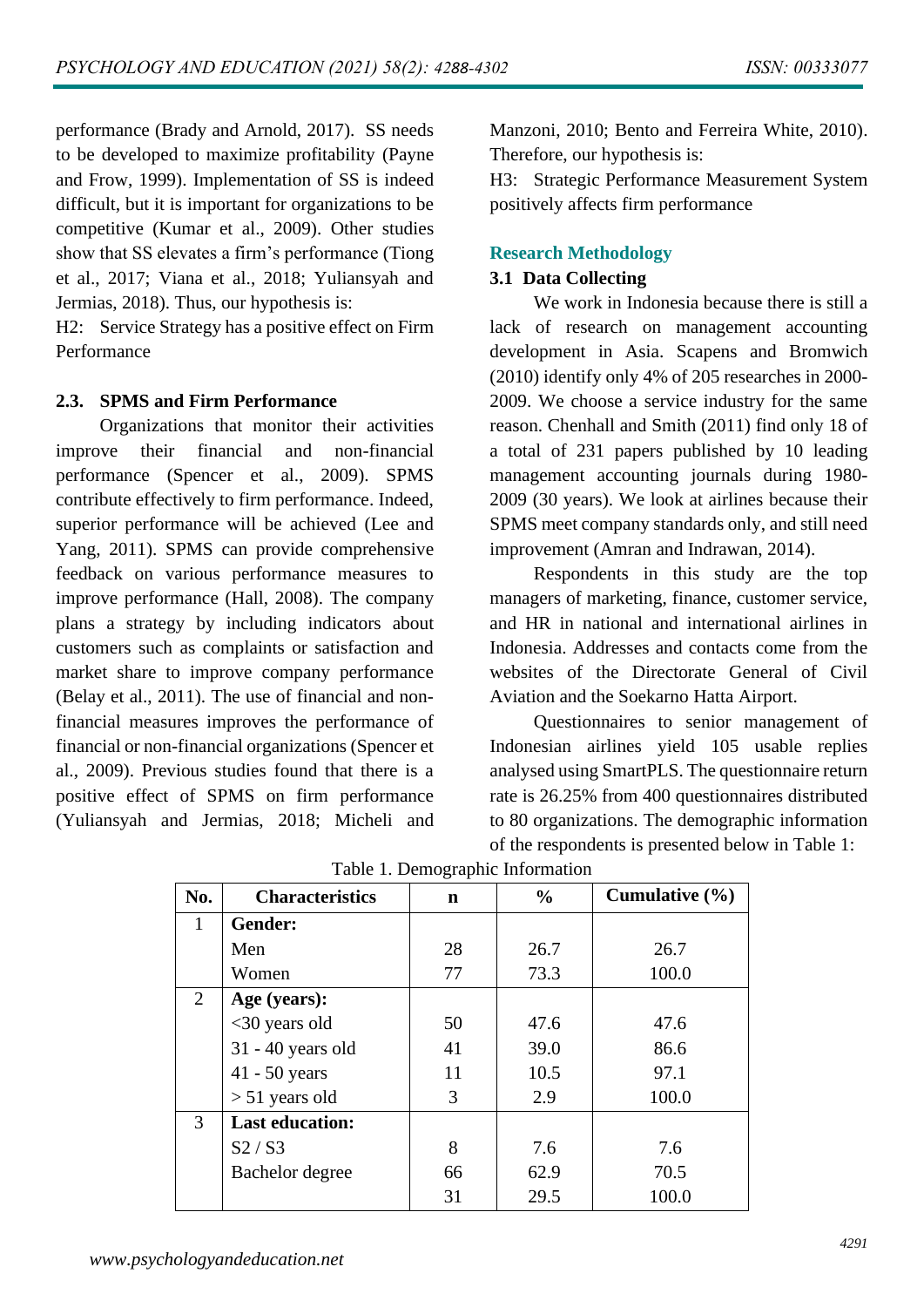performance (Brady and Arnold, 2017). SS needs to be developed to maximize profitability (Payne and Frow, 1999). Implementation of SS is indeed difficult, but it is important for organizations to be competitive (Kumar et al., 2009). Other studies show that SS elevates a firm's performance (Tiong et al., 2017; Viana et al., 2018; Yuliansyah and Jermias, 2018). Thus, our hypothesis is:

H2: Service Strategy has a positive effect on Firm Performance

### 2.3. SPMS and Firm Performance

Organizations that monitor their activities improve their financial and non-financial performance (Spencer et al., 2009). SPMS contribute effectively to firm performance. Indeed, superior performance will be achieved (Lee and Yang, 2011). SPMS can provide comprehensive feedback on various performance measures to improve performance (Hall, 2008). The company plans a strategy by including indicators about customers such as complaints or satisfaction and market share to improve company performance (Belay et al., 2011). The use of financial and non-financial measures improves the performance of financial or non-financial organizations (Spencer et al., 2009). Previous studies found that there is a positive effect of SPMS on firm performance (Yuliansyah and Jermias, 2018; Micheli and Manzoni, 2010; Bento and Ferreira White, 2010). Therefore, our hypothesis is:

H3: Strategic Performance Measurement System positively affects firm performance

## Research Methodology

### 3.1 Data Collecting

We work in Indonesia because there is still a lack of research on management accounting development in Asia. Scapens and Bromwich (2010) identify only 4% of 205 researches in 2000-2009. We choose a service industry for the same reason. Chenhall and Smith (2011) find only 18 of a total of 231 papers published by 10 leading management accounting journals during 1980-2009 (30 years). We look at airlines because their SPMS meet company standards only, and still need improvement (Amran and Indrawan, 2014).

Respondents in this study are the top managers of marketing, finance, customer service, and HR in national and international airlines in Indonesia. Addresses and contacts come from the websites of the Directorate General of Civil Aviation and the Soekarno Hatta Airport.

Questionnaires to senior management of Indonesian airlines yield 105 usable replies analysed using SmartPLS. The questionnaire return rate is 26.25% from 400 questionnaires distributed to 80 organizations. The demographic information of the respondents is presented below in Table 1:

Table 1. Demographic Information

| No. | Characteristics | n | % | Cumulative (%) |
|---|---|---|---|---|
| 1 | **Gender:** | | | |
| | Men | 28 | 26.7 | 26.7 |
| | Women | 77 | 73.3 | 100.0 |
| 2 | **Age (years):** | | | |
| | <30 years old | 50 | 47.6 | 47.6 |
| | 31 - 40 years old | 41 | 39.0 | 86.6 |
| | 41 - 50 years | 11 | 10.5 | 97.1 |
| | > 51 years old | 3 | 2.9 | 100.0 |
| 3 | **Last education:** | | | |
| | S2 / S3 | 8 | 7.6 | 7.6 |
| | Bachelor degree | 66 | 62.9 | 70.5 |
| | | 31 | 29.5 | 100.0 |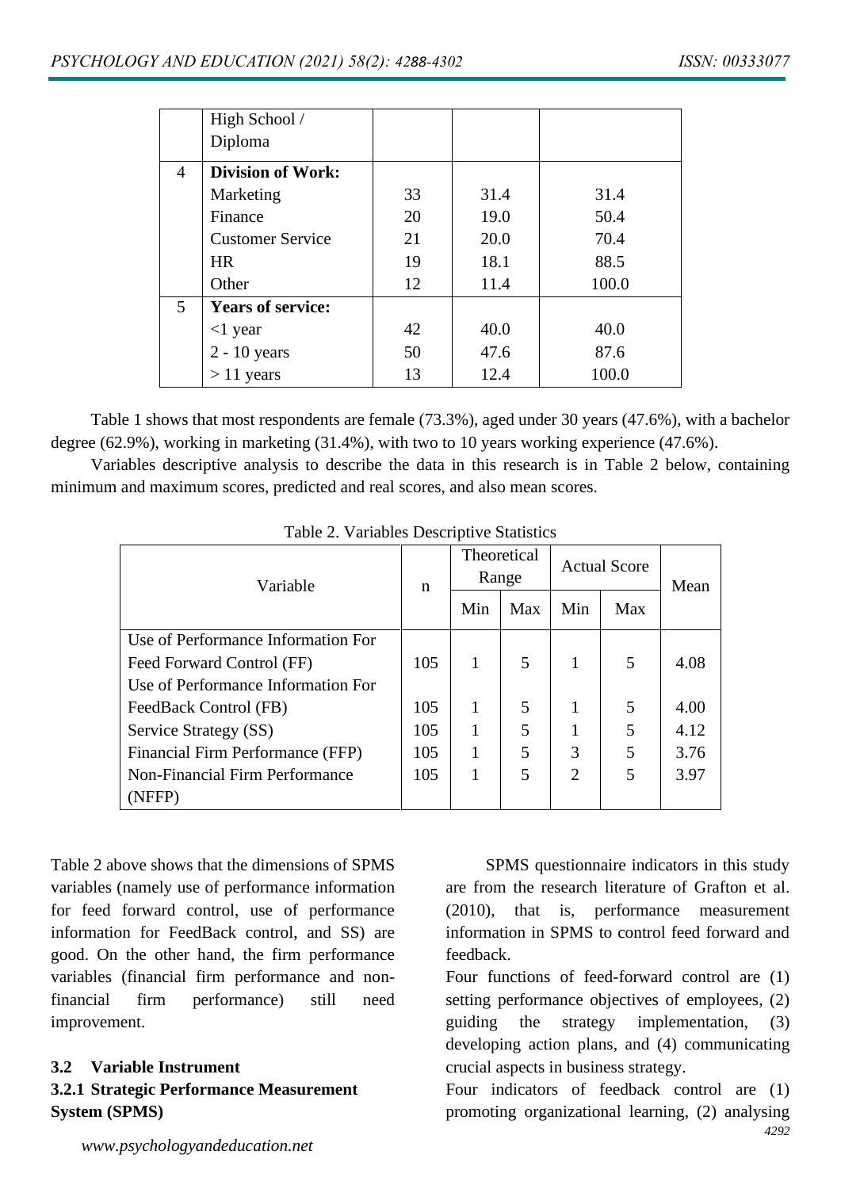| | | | | |
|---|---|---|---|---|
| | High School / Diploma | | | |
| 4 | **Division of Work:** | | | |
| | Marketing | 33 | 31.4 | 31.4 |
| | Finance | 20 | 19.0 | 50.4 |
| | Customer Service | 21 | 20.0 | 70.4 |
| | HR | 19 | 18.1 | 88.5 |
| | Other | 12 | 11.4 | 100.0 |
| 5 | **Years of service:** | | | |
| | <1 year | 42 | 40.0 | 40.0 |
| | 2 - 10 years | 50 | 47.6 | 87.6 |
| | > 11 years | 13 | 12.4 | 100.0 |

Table 1 shows that most respondents are female (73.3%), aged under 30 years (47.6%), with a bachelor degree (62.9%), working in marketing (31.4%), with two to 10 years working experience (47.6%).

Variables descriptive analysis to describe the data in this research is in Table 2 below, containing minimum and maximum scores, predicted and real scores, and also mean scores.

Table 2. Variables Descriptive Statistics

| Variable | n | Theoretical Range | | Actual Score | | Mean |
|---|---|---|---|---|---|---|
| | | Min | Max | Min | Max | |
| Use of Performance Information For Feed Forward Control (FF) | 105 | 1 | 5 | 1 | 5 | 4.08 |
| Use of Performance Information For FeedBack Control (FB) | 105 | 1 | 5 | 1 | 5 | 4.00 |
| Service Strategy (SS) | 105 | 1 | 5 | 1 | 5 | 4.12 |
| Financial Firm Performance (FFP) | 105 | 1 | 5 | 3 | 5 | 3.76 |
| Non-Financial Firm Performance (NFFP) | 105 | 1 | 5 | 2 | 5 | 3.97 |

Table 2 above shows that the dimensions of SPMS variables (namely use of performance information for feed forward control, use of performance information for FeedBack control, and SS) are good. On the other hand, the firm performance variables (financial firm performance and non-financial firm performance) still need improvement.

## 3.2 Variable Instrument

### 3.2.1 Strategic Performance Measurement System (SPMS)

SPMS questionnaire indicators in this study are from the research literature of Grafton et al. (2010), that is, performance measurement information in SPMS to control feed forward and feedback.

Four functions of feed-forward control are (1) setting performance objectives of employees, (2) guiding the strategy implementation, (3) developing action plans, and (4) communicating crucial aspects in business strategy.

Four indicators of feedback control are (1) promoting organizational learning, (2) analysing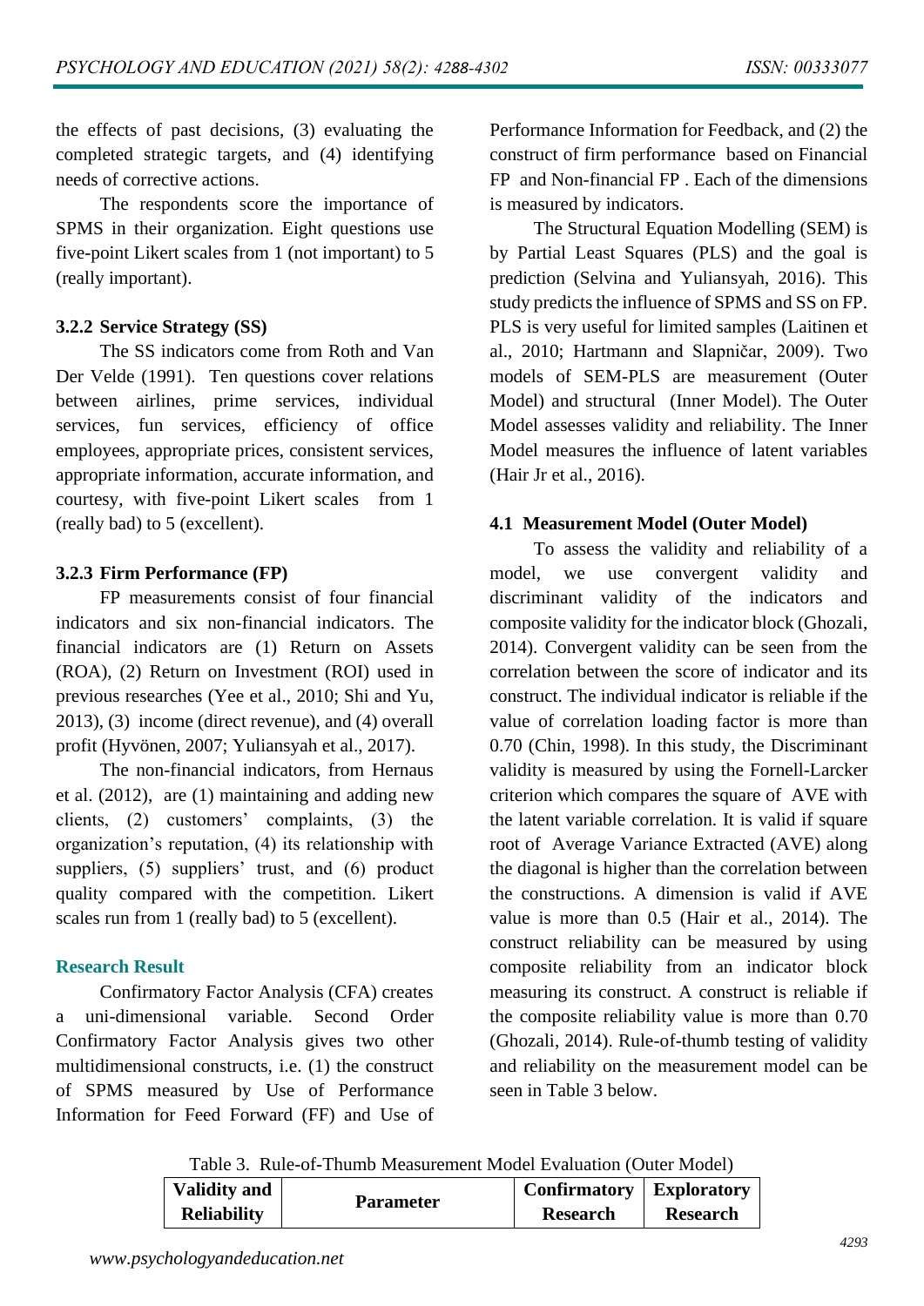the effects of past decisions, (3) evaluating the completed strategic targets, and (4) identifying needs of corrective actions.

The respondents score the importance of SPMS in their organization. Eight questions use five-point Likert scales from 1 (not important) to 5 (really important).

### 3.2.2 Service Strategy (SS)

The SS indicators come from Roth and Van Der Velde (1991). Ten questions cover relations between airlines, prime services, individual services, fun services, efficiency of office employees, appropriate prices, consistent services, appropriate information, accurate information, and courtesy, with five-point Likert scales from 1 (really bad) to 5 (excellent).

### 3.2.3 Firm Performance (FP)

FP measurements consist of four financial indicators and six non-financial indicators. The financial indicators are (1) Return on Assets (ROA), (2) Return on Investment (ROI) used in previous researches (Yee et al., 2010; Shi and Yu, 2013), (3) income (direct revenue), and (4) overall profit (Hyvönen, 2007; Yuliansyah et al., 2017).

The non-financial indicators, from Hernaus et al. (2012), are (1) maintaining and adding new clients, (2) customers' complaints, (3) the organization's reputation, (4) its relationship with suppliers, (5) suppliers' trust, and (6) product quality compared with the competition. Likert scales run from 1 (really bad) to 5 (excellent).

## Research Result

Confirmatory Factor Analysis (CFA) creates a uni-dimensional variable. Second Order Confirmatory Factor Analysis gives two other multidimensional constructs, i.e. (1) the construct of SPMS measured by Use of Performance Information for Feed Forward (FF) and Use of Performance Information for Feedback, and (2) the construct of firm performance based on Financial FP and Non-financial FP . Each of the dimensions is measured by indicators.

The Structural Equation Modelling (SEM) is by Partial Least Squares (PLS) and the goal is prediction (Selvina and Yuliansyah, 2016). This study predicts the influence of SPMS and SS on FP. PLS is very useful for limited samples (Laitinen et al., 2010; Hartmann and Slapničar, 2009). Two models of SEM-PLS are measurement (Outer Model) and structural (Inner Model). The Outer Model assesses validity and reliability. The Inner Model measures the influence of latent variables (Hair Jr et al., 2016).

### 4.1 Measurement Model (Outer Model)

To assess the validity and reliability of a model, we use convergent validity and discriminant validity of the indicators and composite validity for the indicator block (Ghozali, 2014). Convergent validity can be seen from the correlation between the score of indicator and its construct. The individual indicator is reliable if the value of correlation loading factor is more than 0.70 (Chin, 1998). In this study, the Discriminant validity is measured by using the Fornell-Larcker criterion which compares the square of AVE with the latent variable correlation. It is valid if square root of Average Variance Extracted (AVE) along the diagonal is higher than the correlation between the constructions. A dimension is valid if AVE value is more than 0.5 (Hair et al., 2014). The construct reliability can be measured by using composite reliability from an indicator block measuring its construct. A construct is reliable if the composite reliability value is more than 0.70 (Ghozali, 2014). Rule-of-thumb testing of validity and reliability on the measurement model can be seen in Table 3 below.

Table 3. Rule-of-Thumb Measurement Model Evaluation (Outer Model)

| Validity and Reliability | Parameter | Confirmatory Research | Exploratory Research |
|---|---|---|---|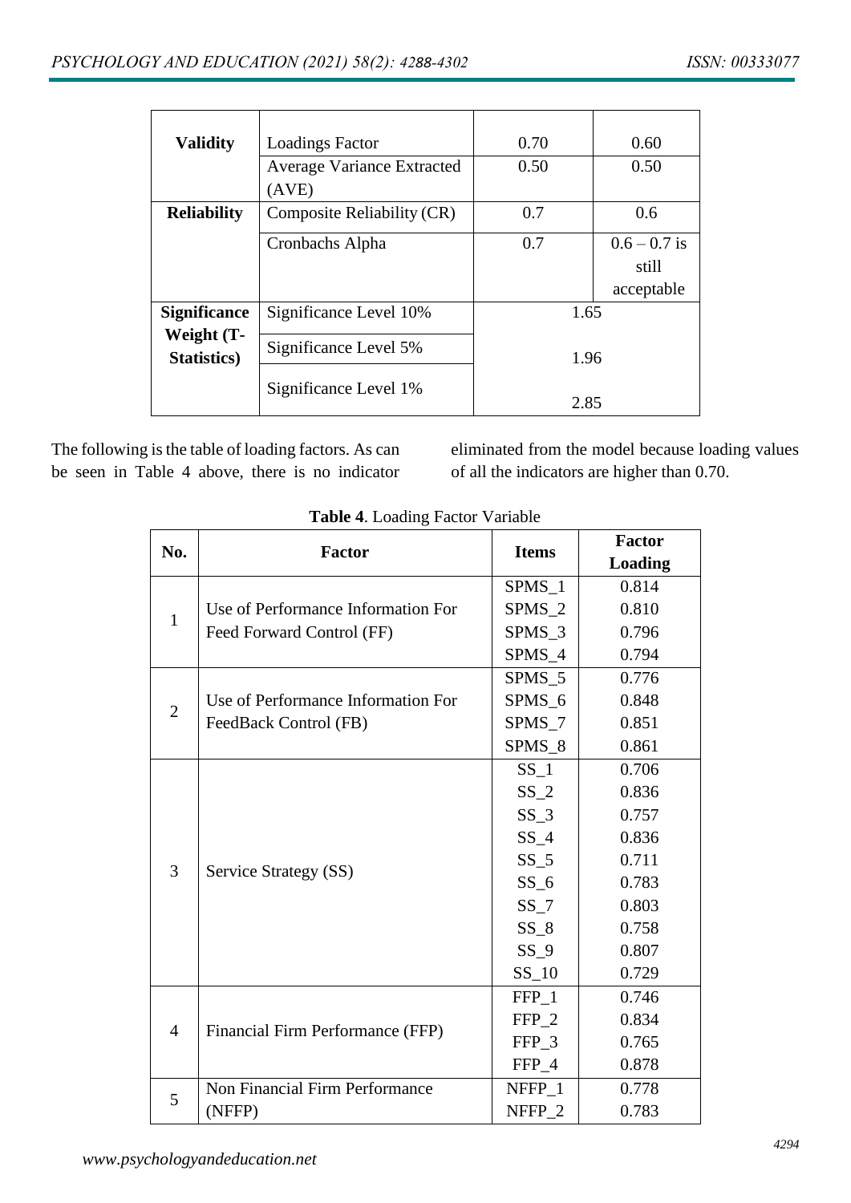| Validity | Loadings Factor | 0.70 | 0.60 |
|---|---|---|---|
| | Average Variance Extracted (AVE) | 0.50 | 0.50 |
| **Reliability** | Composite Reliability (CR) | 0.7 | 0.6 |
| | Cronbachs Alpha | 0.7 | 0.6 – 0.7 is still acceptable |
| **Significance Weight (T-Statistics)** | Significance Level 10% | 1.65 | |
| | Significance Level 5% | 1.96 | |
| | Significance Level 1% | 2.85 | |

The following is the table of loading factors. As can be seen in Table 4 above, there is no indicator eliminated from the model because loading values of all the indicators are higher than 0.70.

**Table 4**. Loading Factor Variable

| No. | Factor | Items | Factor Loading |
|---|---|---|---|
| 1 | Use of Performance Information For Feed Forward Control (FF) | SPMS_1 | 0.814 |
| | | SPMS_2 | 0.810 |
| | | SPMS_3 | 0.796 |
| | | SPMS_4 | 0.794 |
| 2 | Use of Performance Information For FeedBack Control (FB) | SPMS_5 | 0.776 |
| | | SPMS_6 | 0.848 |
| | | SPMS_7 | 0.851 |
| | | SPMS_8 | 0.861 |
| 3 | Service Strategy (SS) | SS_1 | 0.706 |
| | | SS_2 | 0.836 |
| | | SS_3 | 0.757 |
| | | SS_4 | 0.836 |
| | | SS_5 | 0.711 |
| | | SS_6 | 0.783 |
| | | SS_7 | 0.803 |
| | | SS_8 | 0.758 |
| | | SS_9 | 0.807 |
| | | SS_10 | 0.729 |
| 4 | Financial Firm Performance (FFP) | FFP_1 | 0.746 |
| | | FFP_2 | 0.834 |
| | | FFP_3 | 0.765 |
| | | FFP_4 | 0.878 |
| 5 | Non Financial Firm Performance (NFFP) | NFFP_1 | 0.778 |
| | | NFFP_2 | 0.783 |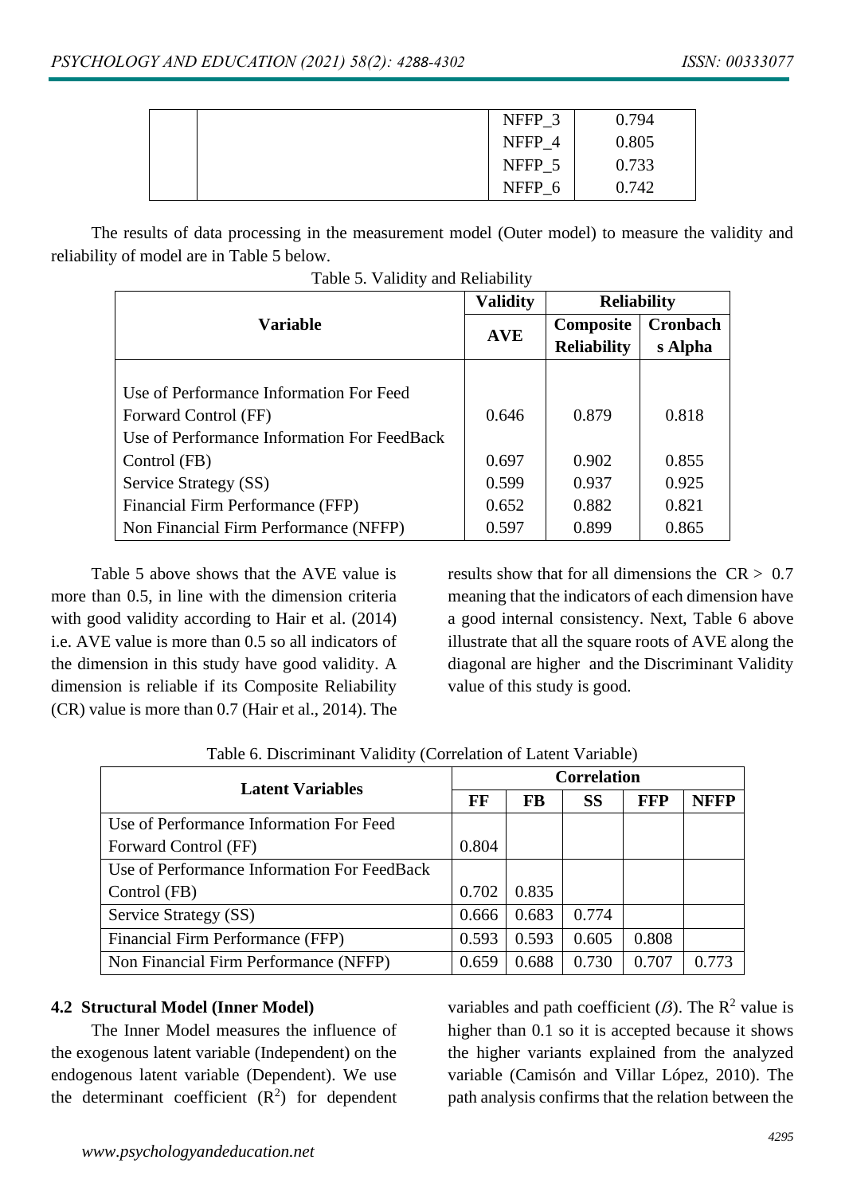|  |  | NFFP_3 | 0.794 |
|---|---|---|---|
|  |  | NFFP_4 | 0.805 |
|  |  | NFFP_5 | 0.733 |
|  |  | NFFP_6 | 0.742 |

The results of data processing in the measurement model (Outer model) to measure the validity and reliability of model are in Table 5 below.

Table 5. Validity and Reliability

| Variable | Validity | Reliability | |
|---|---|---|---|
| | AVE | Composite Reliability | Cronbach s Alpha |
| Use of Performance Information For Feed Forward Control (FF) | 0.646 | 0.879 | 0.818 |
| Use of Performance Information For FeedBack Control (FB) | 0.697 | 0.902 | 0.855 |
| Service Strategy (SS) | 0.599 | 0.937 | 0.925 |
| Financial Firm Performance (FFP) | 0.652 | 0.882 | 0.821 |
| Non Financial Firm Performance (NFFP) | 0.597 | 0.899 | 0.865 |

Table 5 above shows that the AVE value is more than 0.5, in line with the dimension criteria with good validity according to Hair et al. (2014) i.e. AVE value is more than 0.5 so all indicators of the dimension in this study have good validity. A dimension is reliable if its Composite Reliability (CR) value is more than 0.7 (Hair et al., 2014). The results show that for all dimensions the CR > 0.7 meaning that the indicators of each dimension have a good internal consistency. Next, Table 6 above illustrate that all the square roots of AVE along the diagonal are higher and the Discriminant Validity value of this study is good.

Table 6. Discriminant Validity (Correlation of Latent Variable)

| Latent Variables | Correlation | | | | |
|---|---|---|---|---|---|
| | FF | FB | SS | FFP | NFFP |
| Use of Performance Information For Feed Forward Control (FF) | 0.804 | | | | |
| Use of Performance Information For FeedBack Control (FB) | 0.702 | 0.835 | | | |
| Service Strategy (SS) | 0.666 | 0.683 | 0.774 | | |
| Financial Firm Performance (FFP) | 0.593 | 0.593 | 0.605 | 0.808 | |
| Non Financial Firm Performance (NFFP) | 0.659 | 0.688 | 0.730 | 0.707 | 0.773 |

### 4.2 Structural Model (Inner Model)

The Inner Model measures the influence of the exogenous latent variable (Independent) on the endogenous latent variable (Dependent). We use the determinant coefficient ($R^2$) for dependent variables and path coefficient ($\beta$). The $R^2$ value is higher than 0.1 so it is accepted because it shows the higher variants explained from the analyzed variable (Camisón and Villar López, 2010). The path analysis confirms that the relation between the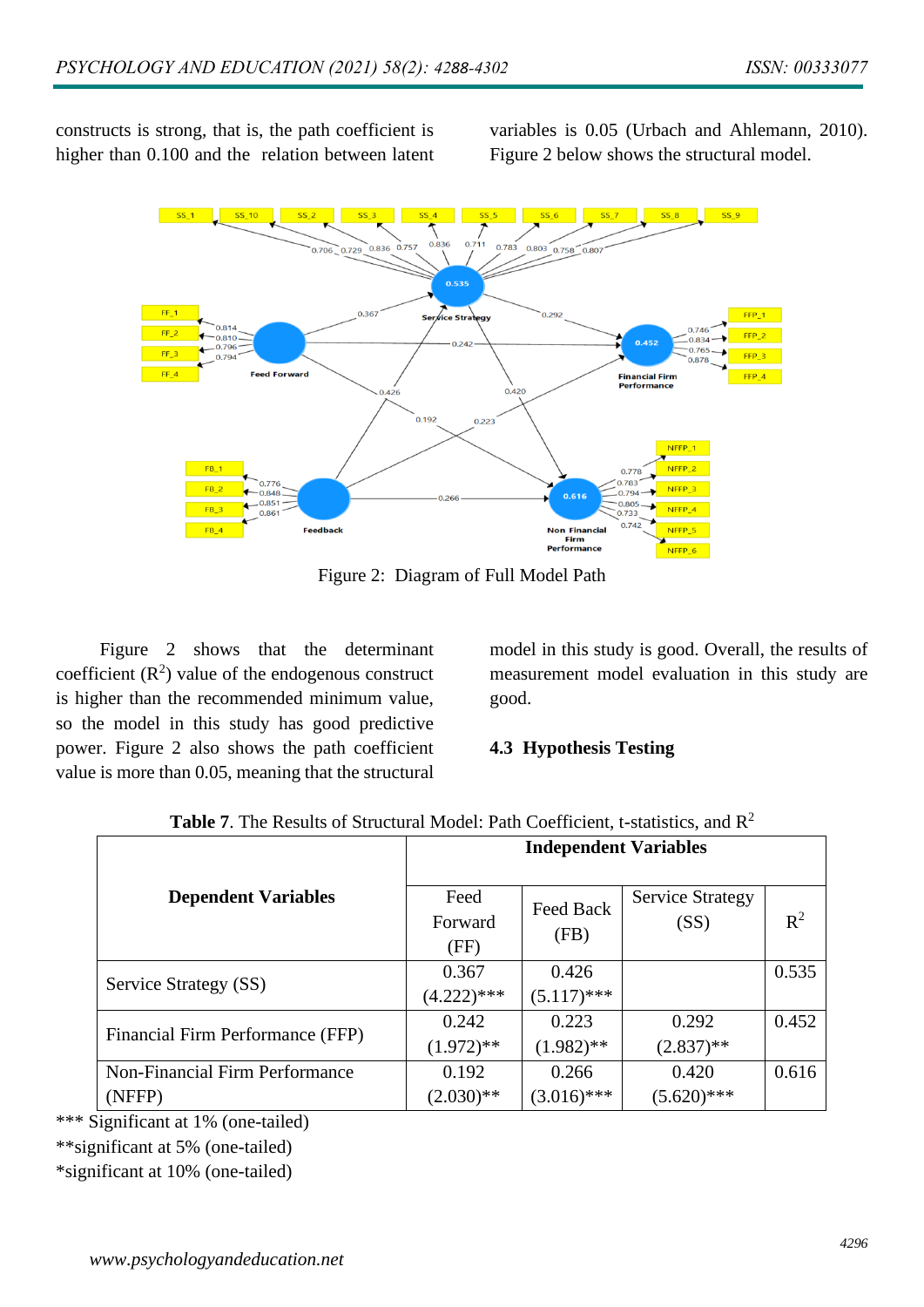constructs is strong, that is, the path coefficient is higher than 0.100 and the relation between latent variables is 0.05 (Urbach and Ahlemann, 2010). Figure 2 below shows the structural model.

Figure 2: Diagram of Full Model Path

Figure 2 shows that the determinant coefficient ($R^2$) value of the endogenous construct is higher than the recommended minimum value, so the model in this study has good predictive power. Figure 2 also shows the path coefficient value is more than 0.05, meaning that the structural model in this study is good. Overall, the results of measurement model evaluation in this study are good.

### 4.3 Hypothesis Testing

**Table 7**. The Results of Structural Model: Path Coefficient, t-statistics, and $R^2$

| Dependent Variables | Independent Variables | | | |
|---|---|---|---|---|
| | Feed Forward (FF) | Feed Back (FB) | Service Strategy (SS) | $R^2$ |
| Service Strategy (SS) | 0.367 (4.222)*** | 0.426 (5.117)*** | | 0.535 |
| Financial Firm Performance (FFP) | 0.242 (1.972)** | 0.223 (1.982)** | 0.292 (2.837)** | 0.452 |
| Non-Financial Firm Performance (NFFP) | 0.192 (2.030)** | 0.266 (3.016)*** | 0.420 (5.620)*** | 0.616 |

*** Significant at 1% (one-tailed)
**significant at 5% (one-tailed)
*significant at 10% (one-tailed)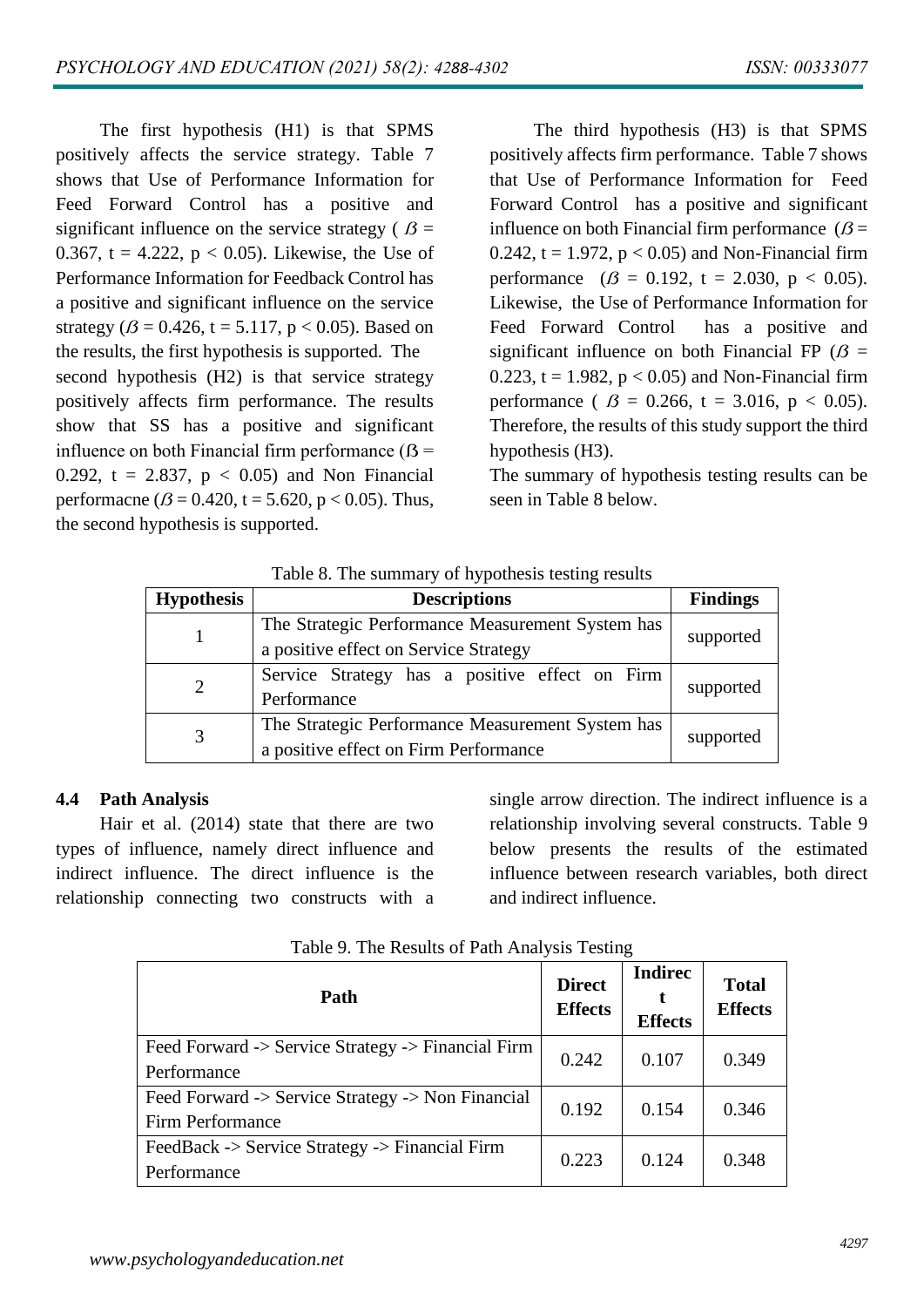The first hypothesis (H1) is that SPMS positively affects the service strategy. Table 7 shows that Use of Performance Information for Feed Forward Control has a positive and significant influence on the service strategy ( $\beta$ = 0.367, t = 4.222, $p < 0.05$). Likewise, the Use of Performance Information for Feedback Control has a positive and significant influence on the service strategy ($\beta$ = 0.426, t = 5.117, $p < 0.05$). Based on the results, the first hypothesis is supported. The second hypothesis (H2) is that service strategy positively affects firm performance. The results show that SS has a positive and significant influence on both Financial firm performance ($\beta$ = 0.292, t = 2.837, $p < 0.05$) and Non Financial performacne ($\beta$ = 0.420, t = 5.620, $p < 0.05$). Thus, the second hypothesis is supported.

The third hypothesis (H3) is that SPMS positively affects firm performance. Table 7 shows that Use of Performance Information for Feed Forward Control has a positive and significant influence on both Financial firm performance ($\beta$ = 0.242, t = 1.972, $p < 0.05$) and Non-Financial firm performance ($\beta$ = 0.192, t = 2.030, $p < 0.05$). Likewise, the Use of Performance Information for Feed Forward Control has a positive and significant influence on both Financial FP ($\beta$ = 0.223, t = 1.982, $p < 0.05$) and Non-Financial firm performance ( $\beta$ = 0.266, t = 3.016, $p < 0.05$). Therefore, the results of this study support the third hypothesis (H3).

The summary of hypothesis testing results can be seen in Table 8 below.

Table 8. The summary of hypothesis testing results

| Hypothesis | Descriptions | Findings |
|---|---|---|
| 1 | The Strategic Performance Measurement System has a positive effect on Service Strategy | supported |
| 2 | Service Strategy has a positive effect on Firm Performance | supported |
| 3 | The Strategic Performance Measurement System has a positive effect on Firm Performance | supported |

### 4.4 Path Analysis

Hair et al. (2014) state that there are two types of influence, namely direct influence and indirect influence. The direct influence is the relationship connecting two constructs with a single arrow direction. The indirect influence is a relationship involving several constructs. Table 9 below presents the results of the estimated influence between research variables, both direct and indirect influence.

Table 9. The Results of Path Analysis Testing

| Path | Direct Effects | Indirect Effects | Total Effects |
|---|---|---|---|
| Feed Forward -> Service Strategy -> Financial Firm Performance | 0.242 | 0.107 | 0.349 |
| Feed Forward -> Service Strategy -> Non Financial Firm Performance | 0.192 | 0.154 | 0.346 |
| FeedBack -> Service Strategy -> Financial Firm Performance | 0.223 | 0.124 | 0.348 |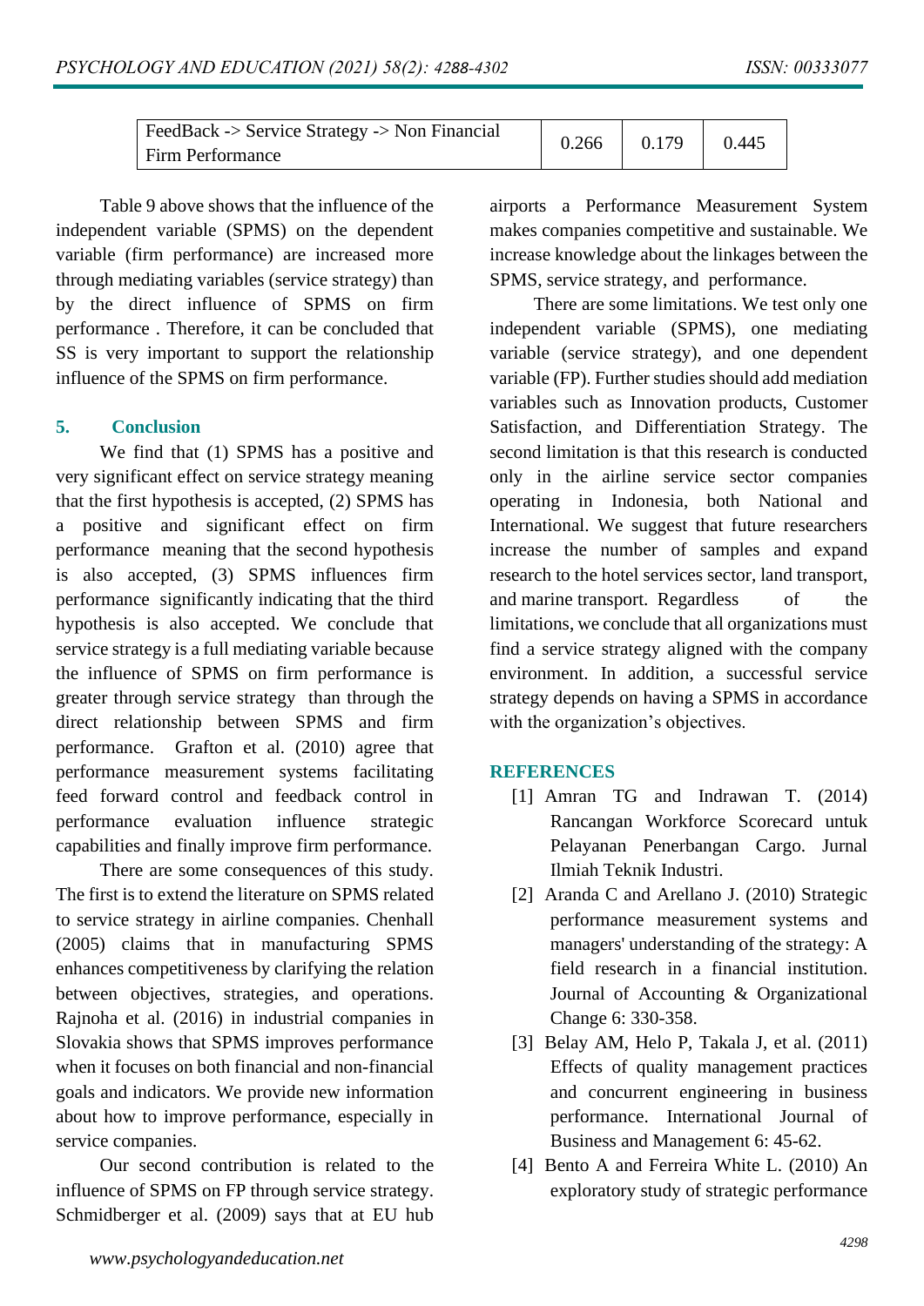| FeedBack -> Service Strategy -> Non Financial Firm Performance | 0.266 | 0.179 | 0.445 |
|---|---|---|---|

Table 9 above shows that the influence of the independent variable (SPMS) on the dependent variable (firm performance) are increased more through mediating variables (service strategy) than by the direct influence of SPMS on firm performance . Therefore, it can be concluded that SS is very important to support the relationship influence of the SPMS on firm performance.

## 5. Conclusion

We find that (1) SPMS has a positive and very significant effect on service strategy meaning that the first hypothesis is accepted, (2) SPMS has a positive and significant effect on firm performance meaning that the second hypothesis is also accepted, (3) SPMS influences firm performance significantly indicating that the third hypothesis is also accepted. We conclude that service strategy is a full mediating variable because the influence of SPMS on firm performance is greater through service strategy than through the direct relationship between SPMS and firm performance. Grafton et al. (2010) agree that performance measurement systems facilitating feed forward control and feedback control in performance evaluation influence strategic capabilities and finally improve firm performance.

There are some consequences of this study. The first is to extend the literature on SPMS related to service strategy in airline companies. Chenhall (2005) claims that in manufacturing SPMS enhances competitiveness by clarifying the relation between objectives, strategies, and operations. Rajnoha et al. (2016) in industrial companies in Slovakia shows that SPMS improves performance when it focuses on both financial and non-financial goals and indicators. We provide new information about how to improve performance, especially in service companies.

Our second contribution is related to the influence of SPMS on FP through service strategy. Schmidberger et al. (2009) says that at EU hub airports a Performance Measurement System makes companies competitive and sustainable. We increase knowledge about the linkages between the SPMS, service strategy, and performance.

There are some limitations. We test only one independent variable (SPMS), one mediating variable (service strategy), and one dependent variable (FP). Further studies should add mediation variables such as Innovation products, Customer Satisfaction, and Differentiation Strategy. The second limitation is that this research is conducted only in the airline service sector companies operating in Indonesia, both National and International. We suggest that future researchers increase the number of samples and expand research to the hotel services sector, land transport, and marine transport. Regardless of the limitations, we conclude that all organizations must find a service strategy aligned with the company environment. In addition, a successful service strategy depends on having a SPMS in accordance with the organization's objectives.

## REFERENCES

[1] Amran TG and Indrawan T. (2014) Rancangan Workforce Scorecard untuk Pelayanan Penerbangan Cargo. Jurnal Ilmiah Teknik Industri.

[2] Aranda C and Arellano J. (2010) Strategic performance measurement systems and managers' understanding of the strategy: A field research in a financial institution. Journal of Accounting & Organizational Change 6: 330-358.

[3] Belay AM, Helo P, Takala J, et al. (2011) Effects of quality management practices and concurrent engineering in business performance. International Journal of Business and Management 6: 45-62.

[4] Bento A and Ferreira White L. (2010) An exploratory study of strategic performance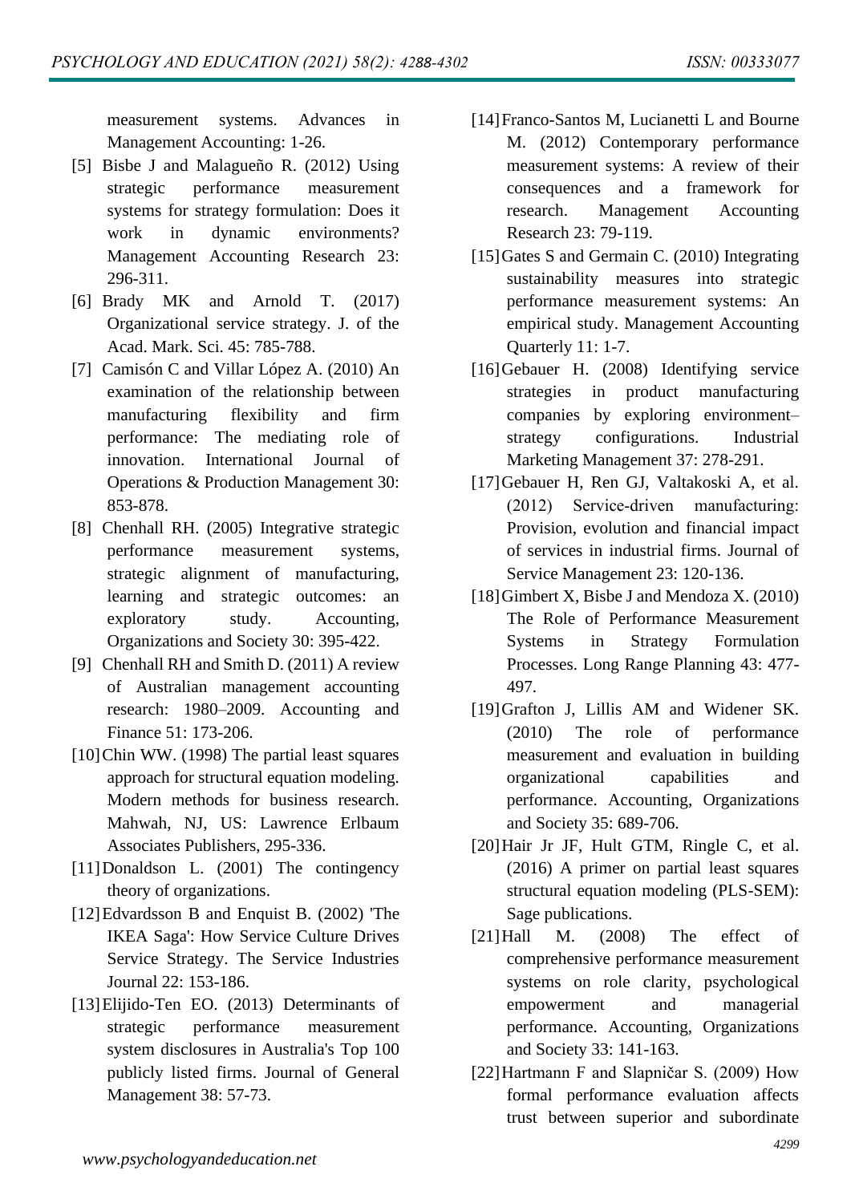measurement systems. Advances in Management Accounting: 1-26.

[5] Bisbe J and Malagueño R. (2012) Using strategic performance measurement systems for strategy formulation: Does it work in dynamic environments? Management Accounting Research 23: 296-311.

[6] Brady MK and Arnold T. (2017) Organizational service strategy. J. of the Acad. Mark. Sci. 45: 785-788.

[7] Camisón C and Villar López A. (2010) An examination of the relationship between manufacturing flexibility and firm performance: The mediating role of innovation. International Journal of Operations & Production Management 30: 853-878.

[8] Chenhall RH. (2005) Integrative strategic performance measurement systems, strategic alignment of manufacturing, learning and strategic outcomes: an exploratory study. Accounting, Organizations and Society 30: 395-422.

[9] Chenhall RH and Smith D. (2011) A review of Australian management accounting research: 1980–2009. Accounting and Finance 51: 173-206.

[10] Chin WW. (1998) The partial least squares approach for structural equation modeling. Modern methods for business research. Mahwah, NJ, US: Lawrence Erlbaum Associates Publishers, 295-336.

[11] Donaldson L. (2001) The contingency theory of organizations.

[12] Edvardsson B and Enquist B. (2002) 'The IKEA Saga': How Service Culture Drives Service Strategy. The Service Industries Journal 22: 153-186.

[13] Elijido-Ten EO. (2013) Determinants of strategic performance measurement system disclosures in Australia's Top 100 publicly listed firms. Journal of General Management 38: 57-73.

[14] Franco-Santos M, Lucianetti L and Bourne M. (2012) Contemporary performance measurement systems: A review of their consequences and a framework for research. Management Accounting Research 23: 79-119.

[15] Gates S and Germain C. (2010) Integrating sustainability measures into strategic performance measurement systems: An empirical study. Management Accounting Quarterly 11: 1-7.

[16] Gebauer H. (2008) Identifying service strategies in product manufacturing companies by exploring environment–strategy configurations. Industrial Marketing Management 37: 278-291.

[17] Gebauer H, Ren GJ, Valtakoski A, et al. (2012) Service-driven manufacturing: Provision, evolution and financial impact of services in industrial firms. Journal of Service Management 23: 120-136.

[18] Gimbert X, Bisbe J and Mendoza X. (2010) The Role of Performance Measurement Systems in Strategy Formulation Processes. Long Range Planning 43: 477-497.

[19] Grafton J, Lillis AM and Widener SK. (2010) The role of performance measurement and evaluation in building organizational capabilities and performance. Accounting, Organizations and Society 35: 689-706.

[20] Hair Jr JF, Hult GTM, Ringle C, et al. (2016) A primer on partial least squares structural equation modeling (PLS-SEM): Sage publications.

[21] Hall M. (2008) The effect of comprehensive performance measurement systems on role clarity, psychological empowerment and managerial performance. Accounting, Organizations and Society 33: 141-163.

[22] Hartmann F and Slapničar S. (2009) How formal performance evaluation affects trust between superior and subordinate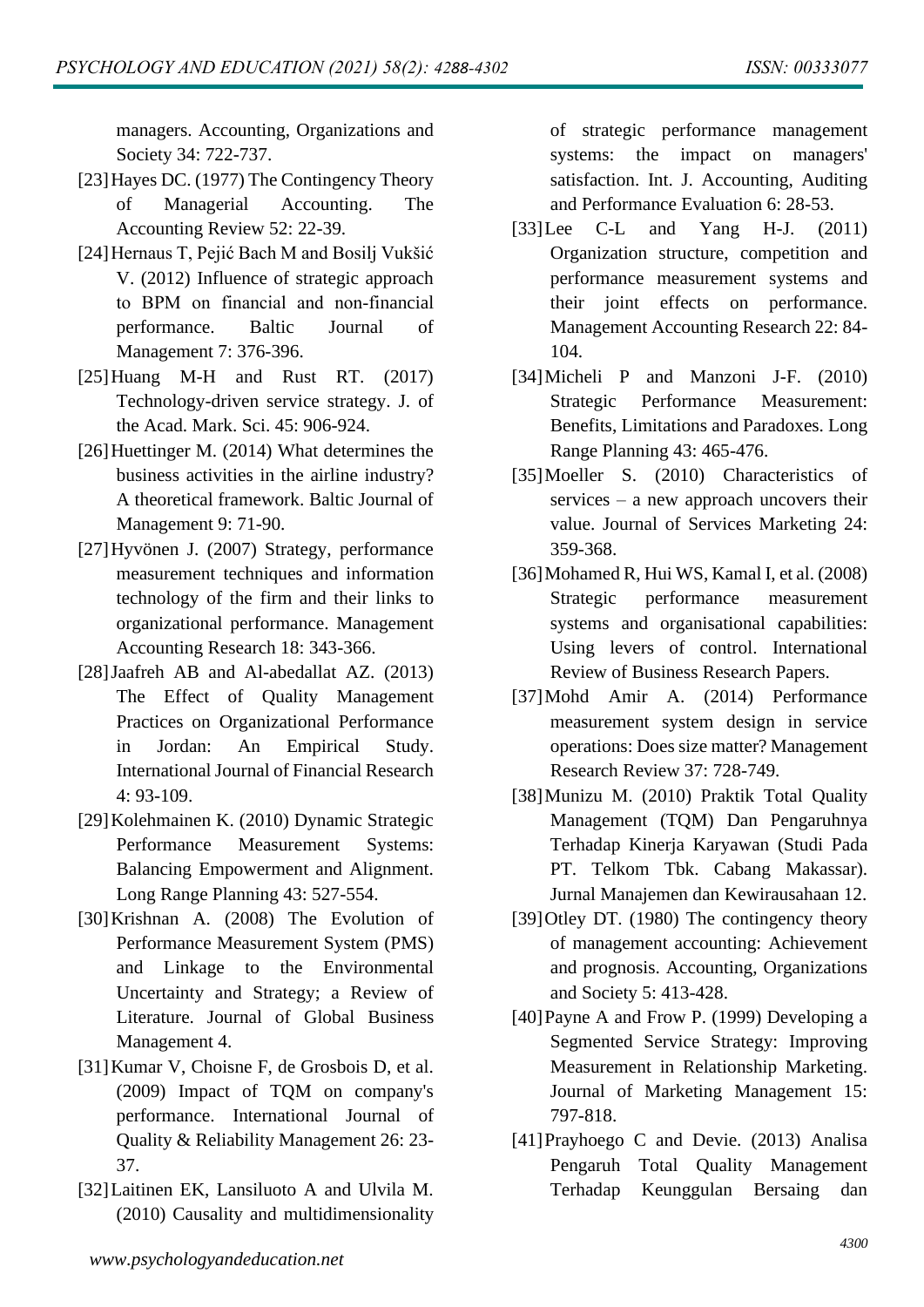managers. Accounting, Organizations and Society 34: 722-737.

[23] Hayes DC. (1977) The Contingency Theory of Managerial Accounting. The Accounting Review 52: 22-39.

[24] Hernaus T, Pejić Bach M and Bosilj Vukšić V. (2012) Influence of strategic approach to BPM on financial and non-financial performance. Baltic Journal of Management 7: 376-396.

[25] Huang M-H and Rust RT. (2017) Technology-driven service strategy. J. of the Acad. Mark. Sci. 45: 906-924.

[26] Huettinger M. (2014) What determines the business activities in the airline industry? A theoretical framework. Baltic Journal of Management 9: 71-90.

[27] Hyvönen J. (2007) Strategy, performance measurement techniques and information technology of the firm and their links to organizational performance. Management Accounting Research 18: 343-366.

[28] Jaafreh AB and Al-abedallat AZ. (2013) The Effect of Quality Management Practices on Organizational Performance in Jordan: An Empirical Study. International Journal of Financial Research 4: 93-109.

[29] Kolehmainen K. (2010) Dynamic Strategic Performance Measurement Systems: Balancing Empowerment and Alignment. Long Range Planning 43: 527-554.

[30] Krishnan A. (2008) The Evolution of Performance Measurement System (PMS) and Linkage to the Environmental Uncertainty and Strategy; a Review of Literature. Journal of Global Business Management 4.

[31] Kumar V, Choisne F, de Grosbois D, et al. (2009) Impact of TQM on company's performance. International Journal of Quality & Reliability Management 26: 23-37.

[32] Laitinen EK, Lansiluoto A and Ulvila M. (2010) Causality and multidimensionality of strategic performance management systems: the impact on managers' satisfaction. Int. J. Accounting, Auditing and Performance Evaluation 6: 28-53.

[33] Lee C-L and Yang H-J. (2011) Organization structure, competition and performance measurement systems and their joint effects on performance. Management Accounting Research 22: 84-104.

[34] Micheli P and Manzoni J-F. (2010) Strategic Performance Measurement: Benefits, Limitations and Paradoxes. Long Range Planning 43: 465-476.

[35] Moeller S. (2010) Characteristics of services – a new approach uncovers their value. Journal of Services Marketing 24: 359-368.

[36] Mohamed R, Hui WS, Kamal I, et al. (2008) Strategic performance measurement systems and organisational capabilities: Using levers of control. International Review of Business Research Papers.

[37] Mohd Amir A. (2014) Performance measurement system design in service operations: Does size matter? Management Research Review 37: 728-749.

[38] Munizu M. (2010) Praktik Total Quality Management (TQM) Dan Pengaruhnya Terhadap Kinerja Karyawan (Studi Pada PT. Telkom Tbk. Cabang Makassar). Jurnal Manajemen dan Kewirausahaan 12.

[39] Otley DT. (1980) The contingency theory of management accounting: Achievement and prognosis. Accounting, Organizations and Society 5: 413-428.

[40] Payne A and Frow P. (1999) Developing a Segmented Service Strategy: Improving Measurement in Relationship Marketing. Journal of Marketing Management 15: 797-818.

[41] Prayhoego C and Devie. (2013) Analisa Pengaruh Total Quality Management Terhadap Keunggulan Bersaing dan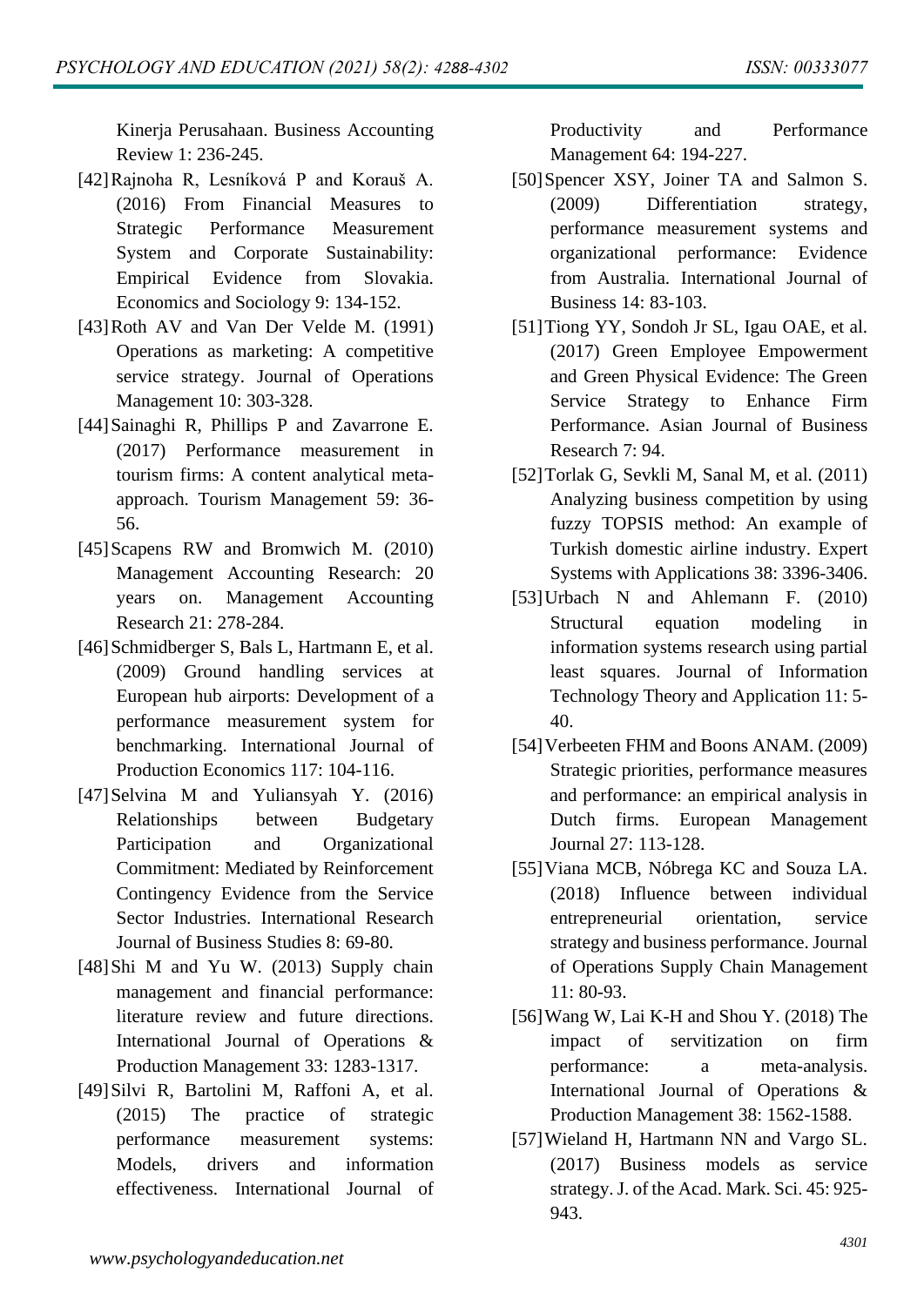Kinerja Perusahaan. Business Accounting Review 1: 236-245.

[42] Rajnoha R, Lesníková P and Korauš A. (2016) From Financial Measures to Strategic Performance Measurement System and Corporate Sustainability: Empirical Evidence from Slovakia. Economics and Sociology 9: 134-152.

[43] Roth AV and Van Der Velde M. (1991) Operations as marketing: A competitive service strategy. Journal of Operations Management 10: 303-328.

[44] Sainaghi R, Phillips P and Zavarrone E. (2017) Performance measurement in tourism firms: A content analytical meta-approach. Tourism Management 59: 36-56.

[45] Scapens RW and Bromwich M. (2010) Management Accounting Research: 20 years on. Management Accounting Research 21: 278-284.

[46] Schmidberger S, Bals L, Hartmann E, et al. (2009) Ground handling services at European hub airports: Development of a performance measurement system for benchmarking. International Journal of Production Economics 117: 104-116.

[47] Selvina M and Yuliansyah Y. (2016) Relationships between Budgetary Participation and Organizational Commitment: Mediated by Reinforcement Contingency Evidence from the Service Sector Industries. International Research Journal of Business Studies 8: 69-80.

[48] Shi M and Yu W. (2013) Supply chain management and financial performance: literature review and future directions. International Journal of Operations & Production Management 33: 1283-1317.

[49] Silvi R, Bartolini M, Raffoni A, et al. (2015) The practice of strategic performance measurement systems: Models, drivers and information effectiveness. International Journal of Productivity and Performance Management 64: 194-227.

[50] Spencer XSY, Joiner TA and Salmon S. (2009) Differentiation strategy, performance measurement systems and organizational performance: Evidence from Australia. International Journal of Business 14: 83-103.

[51] Tiong YY, Sondoh Jr SL, Igau OAE, et al. (2017) Green Employee Empowerment and Green Physical Evidence: The Green Service Strategy to Enhance Firm Performance. Asian Journal of Business Research 7: 94.

[52] Torlak G, Sevkli M, Sanal M, et al. (2011) Analyzing business competition by using fuzzy TOPSIS method: An example of Turkish domestic airline industry. Expert Systems with Applications 38: 3396-3406.

[53] Urbach N and Ahlemann F. (2010) Structural equation modeling in information systems research using partial least squares. Journal of Information Technology Theory and Application 11: 5-40.

[54] Verbeeten FHM and Boons ANAM. (2009) Strategic priorities, performance measures and performance: an empirical analysis in Dutch firms. European Management Journal 27: 113-128.

[55] Viana MCB, Nóbrega KC and Souza LA. (2018) Influence between individual entrepreneurial orientation, service strategy and business performance. Journal of Operations Supply Chain Management 11: 80-93.

[56] Wang W, Lai K-H and Shou Y. (2018) The impact of servitization on firm performance: a meta-analysis. International Journal of Operations & Production Management 38: 1562-1588.

[57] Wieland H, Hartmann NN and Vargo SL. (2017) Business models as service strategy. J. of the Acad. Mark. Sci. 45: 925-943.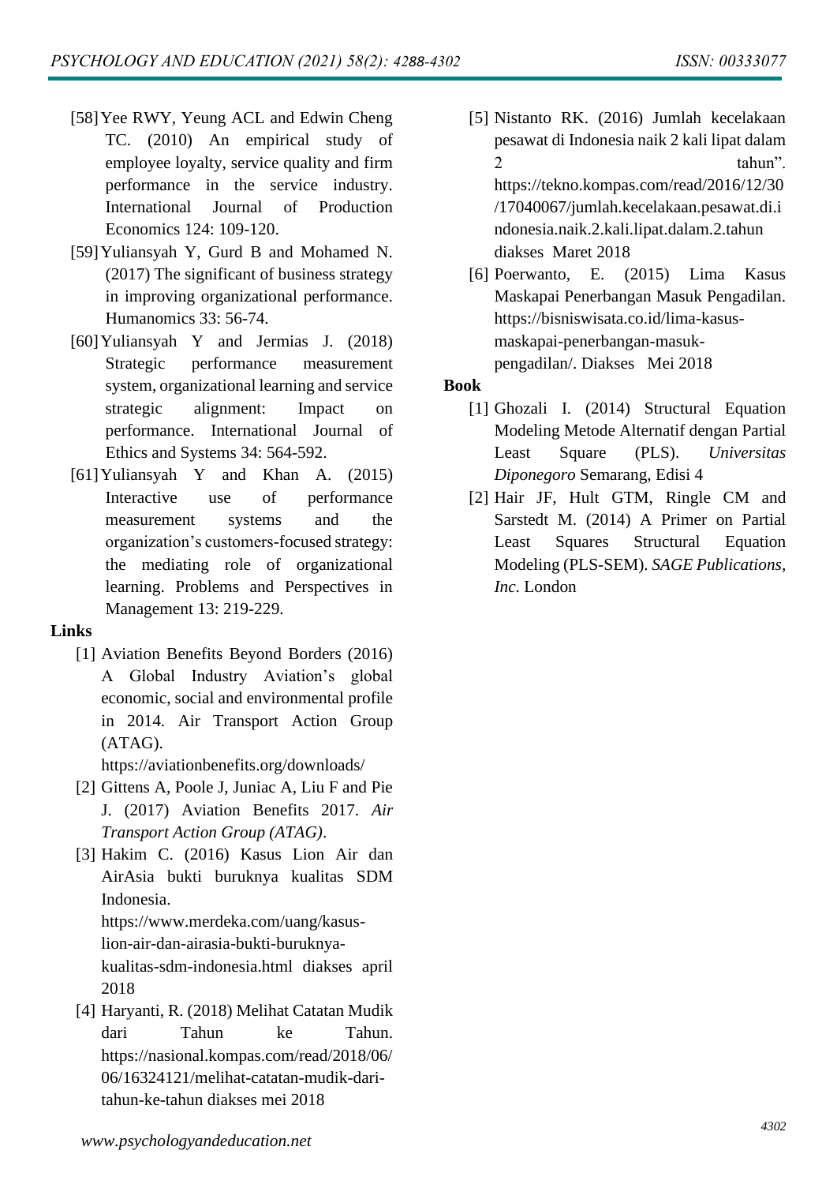[58] Yee RWY, Yeung ACL and Edwin Cheng TC. (2010) An empirical study of employee loyalty, service quality and firm performance in the service industry. International Journal of Production Economics 124: 109-120.

[59] Yuliansyah Y, Gurd B and Mohamed N. (2017) The significant of business strategy in improving organizational performance. Humanomics 33: 56-74.

[60] Yuliansyah Y and Jermias J. (2018) Strategic performance measurement system, organizational learning and service strategic alignment: Impact on performance. International Journal of Ethics and Systems 34: 564-592.

[61] Yuliansyah Y and Khan A. (2015) Interactive use of performance measurement systems and the organization's customers-focused strategy: the mediating role of organizational learning. Problems and Perspectives in Management 13: 219-229.

**Links**

[1] Aviation Benefits Beyond Borders (2016) A Global Industry Aviation's global economic, social and environmental profile in 2014. Air Transport Action Group (ATAG). https://aviationbenefits.org/downloads/

[2] Gittens A, Poole J, Juniac A, Liu F and Pie J. (2017) Aviation Benefits 2017. *Air Transport Action Group (ATAG)*.

[3] Hakim C. (2016) Kasus Lion Air dan AirAsia bukti buruknya kualitas SDM Indonesia. https://www.merdeka.com/uang/kasus-lion-air-dan-airasia-bukti-buruknya-kualitas-sdm-indonesia.html diakses april 2018

[4] Haryanti, R. (2018) Melihat Catatan Mudik dari Tahun ke Tahun. https://nasional.kompas.com/read/2018/06/06/16324121/melihat-catatan-mudik-dari-tahun-ke-tahun diakses mei 2018

[5] Nistanto RK. (2016) Jumlah kecelakaan pesawat di Indonesia naik 2 kali lipat dalam 2 tahun". https://tekno.kompas.com/read/2016/12/30/17040067/jumlah.kecelakaan.pesawat.di.indonesia.naik.2.kali.lipat.dalam.2.tahun diakses Maret 2018

[6] Poerwanto, E. (2015) Lima Kasus Maskapai Penerbangan Masuk Pengadilan. https://bisniswisata.co.id/lima-kasus-maskapai-penerbangan-masuk-pengadilan/. Diakses Mei 2018

**Book**

[1] Ghozali I. (2014) Structural Equation Modeling Metode Alternatif dengan Partial Least Square (PLS). *Universitas Diponegoro* Semarang, Edisi 4

[2] Hair JF, Hult GTM, Ringle CM and Sarstedt M. (2014) A Primer on Partial Least Squares Structural Equation Modeling (PLS-SEM). *SAGE Publications, Inc.* London